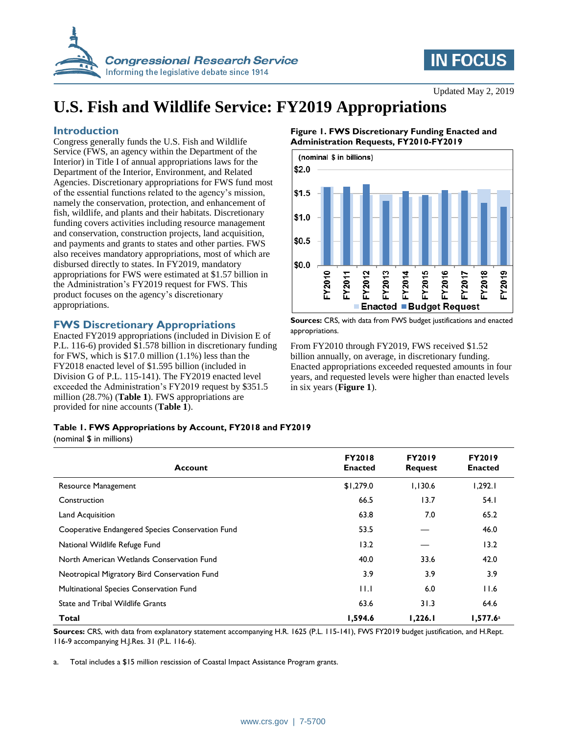# U.S. Fish and Wildlife Service: FY2019 Appropriations

Updated May 2, 2019

## Introduction

Congress generally funds the U.S. Fish and Wildlife Service (FWS, an agency within the Department of the Interior) in Title I of annual appropriations laws for the Department of the Interior, Environment, and Related Agencies. Discretionary appropriations for FWS fund most of the essential functions related to the agency's mission, namely the conservation, protection, and enhancement of fish, wildlife, and plants and their habitats. Discretionary funding covers activities including resource management and conservation, construction projects, land acquisition, and payments and grants to states and other parties. FWS also receives mandatory appropriations, most of which are disbursed directly to states. In FY2019, mandatory appropriations for FWS were estimated at $1.57 billion in the Administration's FY2019 request for FWS. This product focuses on the agency's discretionary appropriations.

## FWS Discretionary Appropriations

Enacted FY2019 appropriations (included in Division E of P.L. 116-6) provided $1.578 billion in discretionary funding for FWS, which is $17.0 million (1.1%) less than the FY2018 enacted level of $1.595 billion (included in Division G of P.L. 115-141). The FY2019 enacted level exceeded the Administration's FY2019 request by $351.5 million (28.7%) (**Table 1**). FWS appropriations are provided for nine accounts (**Table 1**).

**Figure 1. FWS Discretionary Funding Enacted and Administration Requests, FY2010-FY2019**

(nominal $ in billions)

**Sources:** CRS, with data from FWS budget justifications and enacted appropriations.

From FY2010 through FY2019, FWS received $1.52 billion annually, on average, in discretionary funding. Enacted appropriations exceeded requested amounts in four years, and requested levels were higher than enacted levels in six years (**Figure 1**).

**Table 1. FWS Appropriations by Account, FY2018 and FY2019**

(nominal $ in millions)

| Account | FY2018 Enacted | FY2019 Request | FY2019 Enacted |
|---|---|---|---|
| Resource Management | $1,279.0 | 1,130.6 | 1,292.1 |
| Construction | 66.5 | 13.7 | 54.1 |
| Land Acquisition | 63.8 | 7.0 | 65.2 |
| Cooperative Endangered Species Conservation Fund | 53.5 | — | 46.0 |
| National Wildlife Refuge Fund | 13.2 | — | 13.2 |
| North American Wetlands Conservation Fund | 40.0 | 33.6 | 42.0 |
| Neotropical Migratory Bird Conservation Fund | 3.9 | 3.9 | 3.9 |
| Multinational Species Conservation Fund | 11.1 | 6.0 | 11.6 |
| State and Tribal Wildlife Grants | 63.6 | 31.3 | 64.6 |
| **Total** | **1,594.6** | **1,226.1** | **1,577.6**[a] |

**Sources:** CRS, with data from explanatory statement accompanying H.R. 1625 (P.L. 115-141), FWS FY2019 budget justification, and H.Rept. 116-9 accompanying H.J.Res. 31 (P.L. 116-6).

a. Total includes a $15 million rescission of Coastal Impact Assistance Program grants.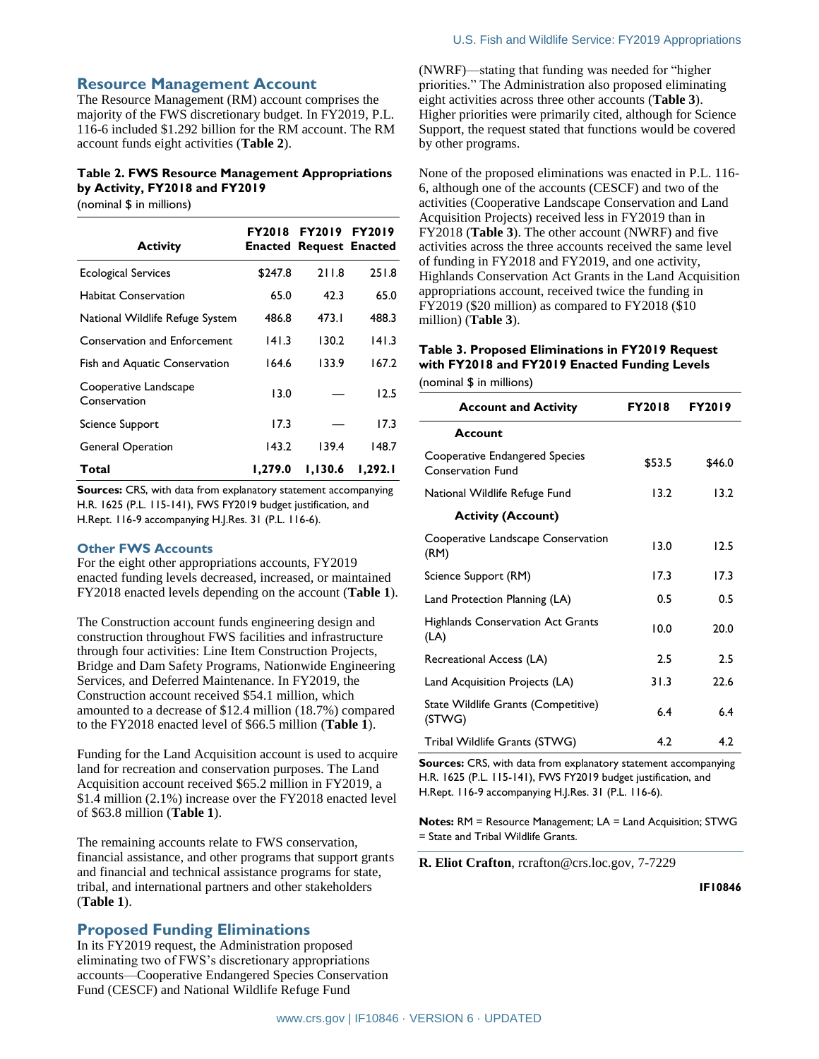## Resource Management Account

The Resource Management (RM) account comprises the majority of the FWS discretionary budget. In FY2019, P.L. 116-6 included $1.292 billion for the RM account. The RM account funds eight activities (**Table 2**).

**Table 2. FWS Resource Management Appropriations by Activity, FY2018 and FY2019**

(nominal $ in millions)

| Activity | FY2018 Enacted | FY2019 Request | FY2019 Enacted |
|---|---|---|---|
| Ecological Services | $247.8 | 211.8 | 251.8 |
| Habitat Conservation | 65.0 | 42.3 | 65.0 |
| National Wildlife Refuge System | 486.8 | 473.1 | 488.3 |
| Conservation and Enforcement | 141.3 | 130.2 | 141.3 |
| Fish and Aquatic Conservation | 164.6 | 133.9 | 167.2 |
| Cooperative Landscape Conservation | 13.0 | — | 12.5 |
| Science Support | 17.3 | — | 17.3 |
| General Operation | 143.2 | 139.4 | 148.7 |
| **Total** | **1,279.0** | **1,130.6** | **1,292.1** |

**Sources:** CRS, with data from explanatory statement accompanying H.R. 1625 (P.L. 115-141), FWS FY2019 budget justification, and H.Rept. 116-9 accompanying H.J.Res. 31 (P.L. 116-6).

### Other FWS Accounts

For the eight other appropriations accounts, FY2019 enacted funding levels decreased, increased, or maintained FY2018 enacted levels depending on the account (**Table 1**).

The Construction account funds engineering design and construction throughout FWS facilities and infrastructure through four activities: Line Item Construction Projects, Bridge and Dam Safety Programs, Nationwide Engineering Services, and Deferred Maintenance. In FY2019, the Construction account received $54.1 million, which amounted to a decrease of $12.4 million (18.7%) compared to the FY2018 enacted level of $66.5 million (**Table 1**).

Funding for the Land Acquisition account is used to acquire land for recreation and conservation purposes. The Land Acquisition account received $65.2 million in FY2019, a $1.4 million (2.1%) increase over the FY2018 enacted level of $63.8 million (**Table 1**).

The remaining accounts relate to FWS conservation, financial assistance, and other programs that support grants and financial and technical assistance programs for state, tribal, and international partners and other stakeholders (**Table 1**).

## Proposed Funding Eliminations

In its FY2019 request, the Administration proposed eliminating two of FWS's discretionary appropriations accounts—Cooperative Endangered Species Conservation Fund (CESCF) and National Wildlife Refuge Fund (NWRF)—stating that funding was needed for "higher priorities." The Administration also proposed eliminating eight activities across three other accounts (**Table 3**). Higher priorities were primarily cited, although for Science Support, the request stated that functions would be covered by other programs.

None of the proposed eliminations was enacted in P.L. 116-6, although one of the accounts (CESCF) and two of the activities (Cooperative Landscape Conservation and Land Acquisition Projects) received less in FY2019 than in FY2018 (**Table 3**). The other account (NWRF) and five activities across the three accounts received the same level of funding in FY2018 and FY2019, and one activity, Highlands Conservation Act Grants in the Land Acquisition appropriations account, received twice the funding in FY2019 ($20 million) as compared to FY2018 ($10 million) (**Table 3**).

**Table 3. Proposed Eliminations in FY2019 Request with FY2018 and FY2019 Enacted Funding Levels**

(nominal $ in millions)

| Account and Activity | FY2018 | FY2019 |
|---|---|---|
| **Account** | | |
| Cooperative Endangered Species Conservation Fund | $53.5 | $46.0 |
| National Wildlife Refuge Fund | 13.2 | 13.2 |
| **Activity (Account)** | | |
| Cooperative Landscape Conservation (RM) | 13.0 | 12.5 |
| Science Support (RM) | 17.3 | 17.3 |
| Land Protection Planning (LA) | 0.5 | 0.5 |
| Highlands Conservation Act Grants (LA) | 10.0 | 20.0 |
| Recreational Access (LA) | 2.5 | 2.5 |
| Land Acquisition Projects (LA) | 31.3 | 22.6 |
| State Wildlife Grants (Competitive) (STWG) | 6.4 | 6.4 |
| Tribal Wildlife Grants (STWG) | 4.2 | 4.2 |

**Sources:** CRS, with data from explanatory statement accompanying H.R. 1625 (P.L. 115-141), FWS FY2019 budget justification, and H.Rept. 116-9 accompanying H.J.Res. 31 (P.L. 116-6).

**Notes:** RM = Resource Management; LA = Land Acquisition; STWG = State and Tribal Wildlife Grants.

**R. Eliot Crafton**, rcrafton@crs.loc.gov, 7-7229

**IF10846**